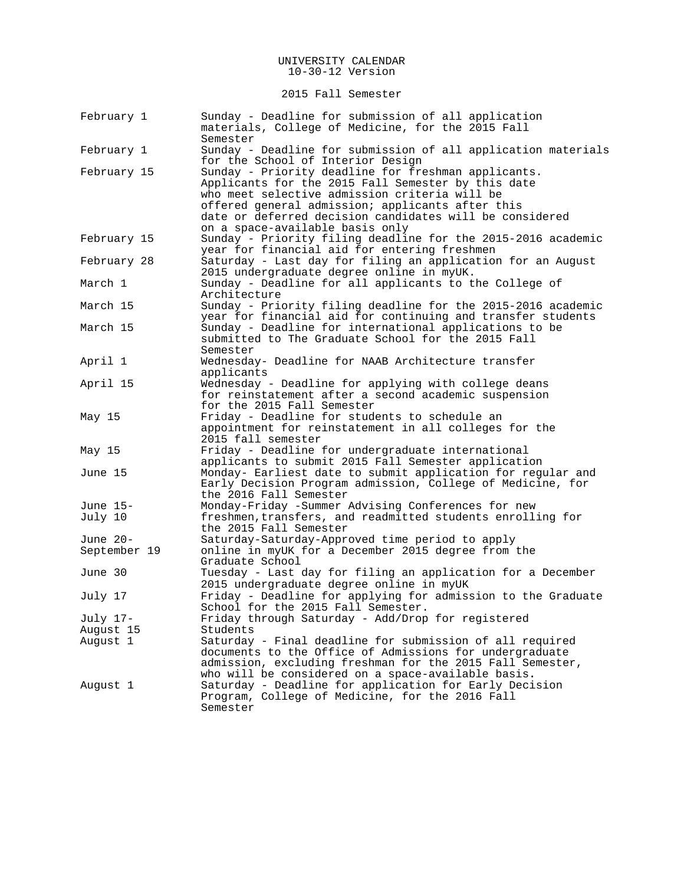# UNIVERSITY CALENDAR
10-30-12 Version

## 2015 Fall Semester

| Date | Event |
|---|---|
| February 1 | Sunday - Deadline for submission of all application materials, College of Medicine, for the 2015 Fall Semester |
| February 1 | Sunday - Deadline for submission of all application materials for the School of Interior Design |
| February 15 | Sunday - Priority deadline for freshman applicants. Applicants for the 2015 Fall Semester by this date who meet selective admission criteria will be offered general admission; applicants after this date or deferred decision candidates will be considered on a space-available basis only |
| February 15 | Sunday - Priority filing deadline for the 2015-2016 academic year for financial aid for entering freshmen |
| February 28 | Saturday - Last day for filing an application for an August 2015 undergraduate degree online in myUK. |
| March 1 | Sunday - Deadline for all applicants to the College of Architecture |
| March 15 | Sunday - Priority filing deadline for the 2015-2016 academic year for financial aid for continuing and transfer students |
| March 15 | Sunday - Deadline for international applications to be submitted to The Graduate School for the 2015 Fall Semester |
| April 1 | Wednesday- Deadline for NAAB Architecture transfer applicants |
| April 15 | Wednesday - Deadline for applying with college deans for reinstatement after a second academic suspension for the 2015 Fall Semester |
| May 15 | Friday - Deadline for students to schedule an appointment for reinstatement in all colleges for the 2015 fall semester |
| May 15 | Friday - Deadline for undergraduate international applicants to submit 2015 Fall Semester application |
| June 15 | Monday- Earliest date to submit application for regular and Early Decision Program admission, College of Medicine, for the 2016 Fall Semester |
| June 15-July 10 | Monday-Friday -Summer Advising Conferences for new freshmen,transfers, and readmitted students enrolling for the 2015 Fall Semester |
| June 20-September 19 | Saturday-Saturday-Approved time period to apply online in myUK for a December 2015 degree from the Graduate School |
| June 30 | Tuesday - Last day for filing an application for a December 2015 undergraduate degree online in myUK |
| July 17 | Friday - Deadline for applying for admission to the Graduate School for the 2015 Fall Semester. |
| July 17-August 15 | Friday through Saturday - Add/Drop for registered Students |
| August 1 | Saturday - Final deadline for submission of all required documents to the Office of Admissions for undergraduate admission, excluding freshman for the 2015 Fall Semester, who will be considered on a space-available basis. |
| August 1 | Saturday - Deadline for application for Early Decision Program, College of Medicine, for the 2016 Fall Semester |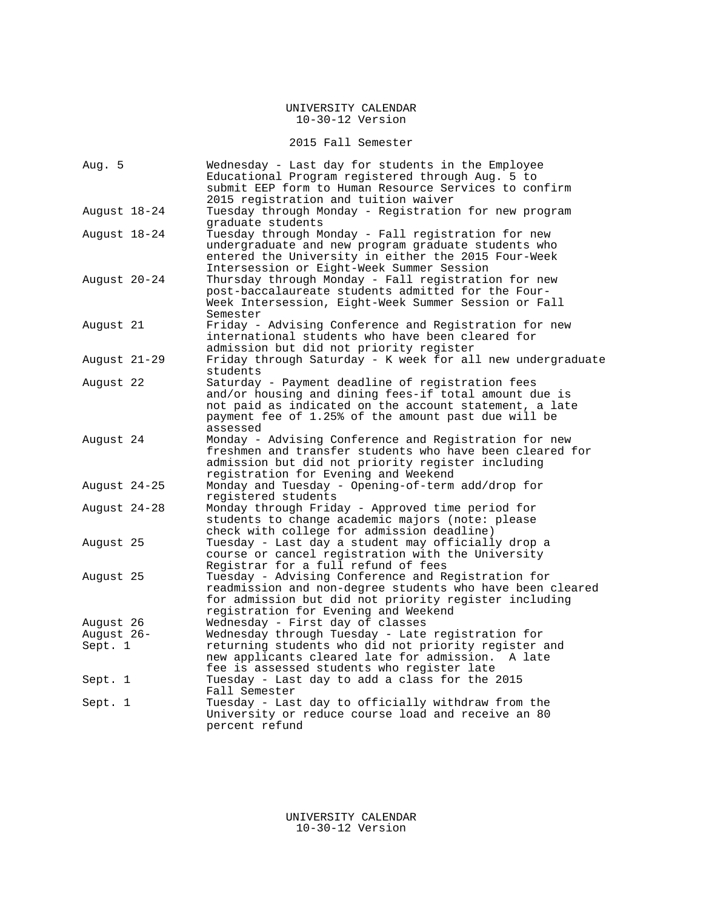# UNIVERSITY CALENDAR
10-30-12 Version

## 2015 Fall Semester

| Date | Event |
|---|---|
| Aug. 5 | Wednesday - Last day for students in the Employee Educational Program registered through Aug. 5 to submit EEP form to Human Resource Services to confirm 2015 registration and tuition waiver |
| August 18-24 | Tuesday through Monday - Registration for new program graduate students |
| August 18-24 | Tuesday through Monday - Fall registration for new undergraduate and new program graduate students who entered the University in either the 2015 Four-Week Intersession or Eight-Week Summer Session |
| August 20-24 | Thursday through Monday - Fall registration for new post-baccalaureate students admitted for the Four-Week Intersession, Eight-Week Summer Session or Fall Semester |
| August 21 | Friday - Advising Conference and Registration for new international students who have been cleared for admission but did not priority register |
| August 21-29 | Friday through Saturday - K week for all new undergraduate students |
| August 22 | Saturday - Payment deadline of registration fees and/or housing and dining fees-if total amount due is not paid as indicated on the account statement, a late payment fee of 1.25% of the amount past due will be assessed |
| August 24 | Monday - Advising Conference and Registration for new freshmen and transfer students who have been cleared for admission but did not priority register including registration for Evening and Weekend |
| August 24-25 | Monday and Tuesday - Opening-of-term add/drop for registered students |
| August 24-28 | Monday through Friday - Approved time period for students to change academic majors (note: please check with college for admission deadline) |
| August 25 | Tuesday - Last day a student may officially drop a course or cancel registration with the University Registrar for a full refund of fees |
| August 25 | Tuesday - Advising Conference and Registration for readmission and non-degree students who have been cleared for admission but did not priority register including registration for Evening and Weekend |
| August 26 | Wednesday - First day of classes |
| August 26-Sept. 1 | Wednesday through Tuesday - Late registration for returning students who did not priority register and new applicants cleared late for admission. A late fee is assessed students who register late |
| Sept. 1 | Tuesday - Last day to add a class for the 2015 Fall Semester |
| Sept. 1 | Tuesday - Last day to officially withdraw from the University or reduce course load and receive an 80 percent refund |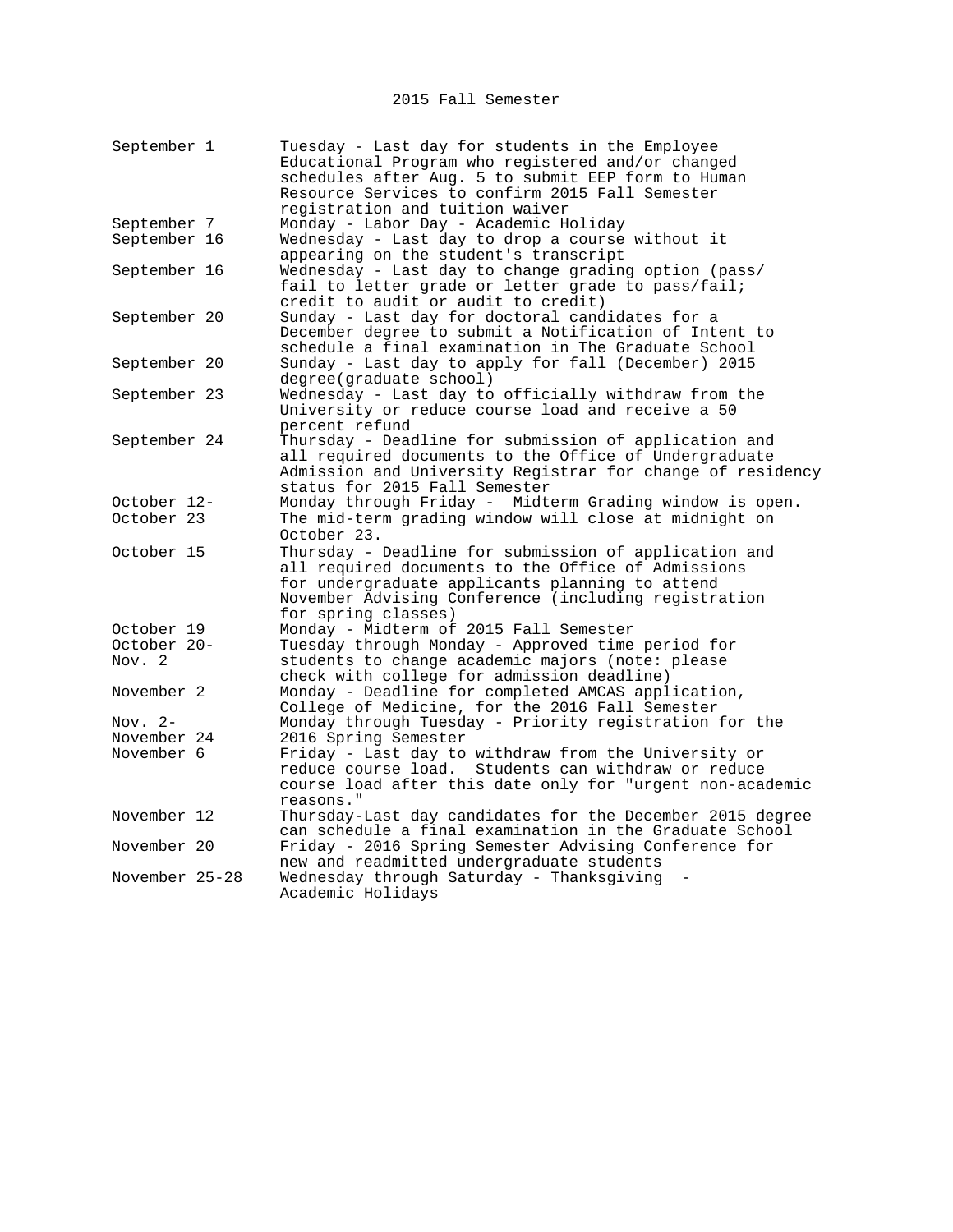# 2015 Fall Semester

| Date | Event |
|---|---|
| September 1 | Tuesday - Last day for students in the Employee Educational Program who registered and/or changed schedules after Aug. 5 to submit EEP form to Human Resource Services to confirm 2015 Fall Semester registration and tuition waiver |
| September 7 | Monday - Labor Day - Academic Holiday |
| September 16 | Wednesday - Last day to drop a course without it appearing on the student's transcript |
| September 16 | Wednesday - Last day to change grading option (pass/ fail to letter grade or letter grade to pass/fail; credit to audit or audit to credit) |
| September 20 | Sunday - Last day for doctoral candidates for a December degree to submit a Notification of Intent to schedule a final examination in The Graduate School |
| September 20 | Sunday - Last day to apply for fall (December) 2015 degree(graduate school) |
| September 23 | Wednesday - Last day to officially withdraw from the University or reduce course load and receive a 50 percent refund |
| September 24 | Thursday - Deadline for submission of application and all required documents to the Office of Undergraduate Admission and University Registrar for change of residency status for 2015 Fall Semester |
| October 12- October 23 | Monday through Friday - Midterm Grading window is open. The mid-term grading window will close at midnight on October 23. |
| October 15 | Thursday - Deadline for submission of application and all required documents to the Office of Admissions for undergraduate applicants planning to attend November Advising Conference (including registration for spring classes) |
| October 19 | Monday - Midterm of 2015 Fall Semester |
| October 20- Nov. 2 | Tuesday through Monday - Approved time period for students to change academic majors (note: please check with college for admission deadline) |
| November 2 | Monday - Deadline for completed AMCAS application, College of Medicine, for the 2016 Fall Semester |
| Nov. 2- November 24 | Monday through Tuesday - Priority registration for the 2016 Spring Semester |
| November 6 | Friday - Last day to withdraw from the University or reduce course load. Students can withdraw or reduce course load after this date only for "urgent non-academic reasons." |
| November 12 | Thursday-Last day candidates for the December 2015 degree can schedule a final examination in the Graduate School |
| November 20 | Friday - 2016 Spring Semester Advising Conference for new and readmitted undergraduate students |
| November 25-28 | Wednesday through Saturday - Thanksgiving - Academic Holidays |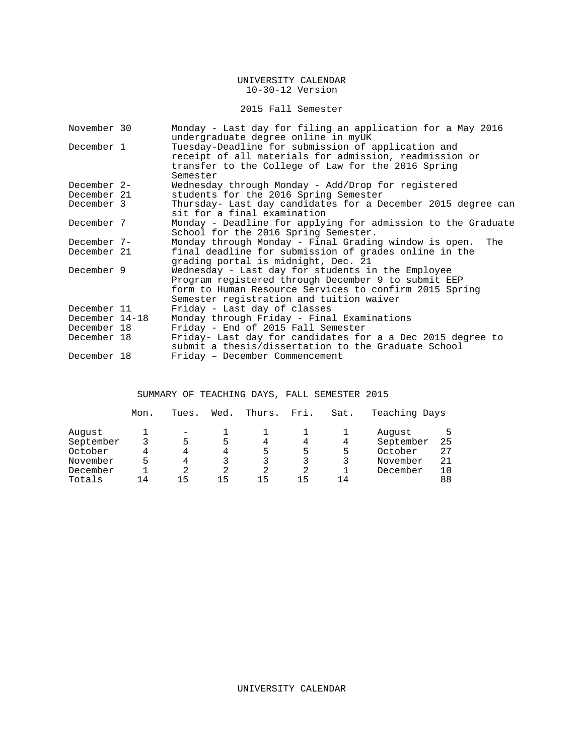# UNIVERSITY CALENDAR
10-30-12 Version

## 2015 Fall Semester

| | |
|---|---|
| November 30 | Monday - Last day for filing an application for a May 2016 undergraduate degree online in myUK |
| December 1 | Tuesday-Deadline for submission of application and receipt of all materials for admission, readmission or transfer to the College of Law for the 2016 Spring Semester |
| December 2- December 21 | Wednesday through Monday - Add/Drop for registered students for the 2016 Spring Semester |
| December 3 | Thursday- Last day candidates for a December 2015 degree can sit for a final examination |
| December 7 | Monday - Deadline for applying for admission to the Graduate School for the 2016 Spring Semester. |
| December 7- December 21 | Monday through Monday - Final Grading window is open. The final deadline for submission of grades online in the grading portal is midnight, Dec. 21 |
| December 9 | Wednesday - Last day for students in the Employee Program registered through December 9 to submit EEP form to Human Resource Services to confirm 2015 Spring Semester registration and tuition waiver |
| December 11 | Friday - Last day of classes |
| December 14-18 | Monday through Friday - Final Examinations |
| December 18 | Friday - End of 2015 Fall Semester |
| December 18 | Friday- Last day for candidates for a a Dec 2015 degree to submit a thesis/dissertation to the Graduate School |
| December 18 | Friday – December Commencement |

## SUMMARY OF TEACHING DAYS, FALL SEMESTER 2015

| | Mon. | Tues. | Wed. | Thurs. | Fri. | Sat. | Teaching Days | |
|---|---|---|---|---|---|---|---|---|
| August | 1 | - | 1 | 1 | 1 | 1 | August | 5 |
| September | 3 | 5 | 5 | 4 | 4 | 4 | September | 25 |
| October | 4 | 4 | 4 | 5 | 5 | 5 | October | 27 |
| November | 5 | 4 | 3 | 3 | 3 | 3 | November | 21 |
| December | 1 | 2 | 2 | 2 | 2 | 1 | December | 10 |
| Totals | 14 | 15 | 15 | 15 | 15 | 14 | | 88 |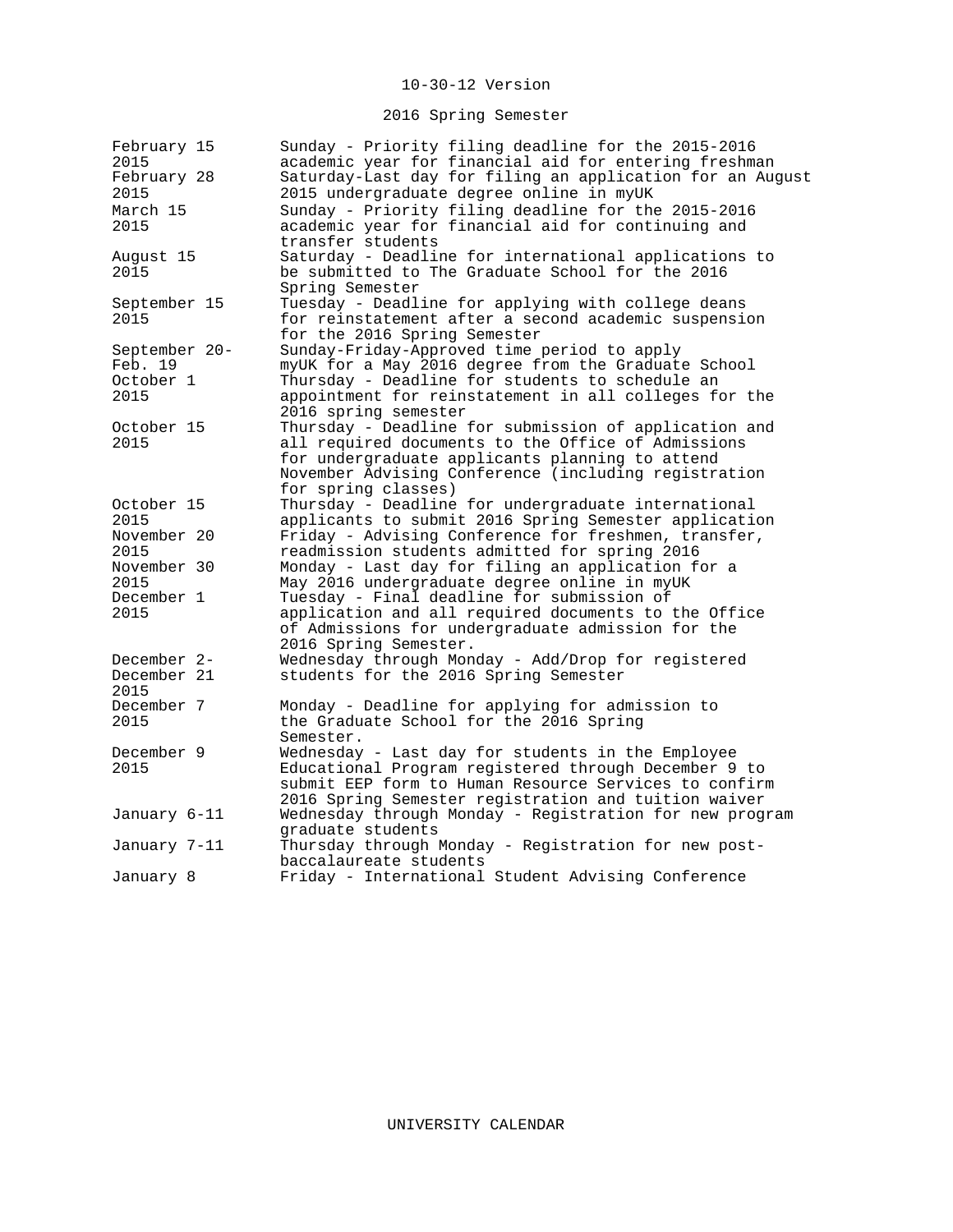10-30-12 Version

## 2016 Spring Semester

| | |
|---|---|
| February 15 2015 | Sunday - Priority filing deadline for the 2015-2016 academic year for financial aid for entering freshman |
| February 28 2015 | Saturday-Last day for filing an application for an August 2015 undergraduate degree online in myUK |
| March 15 2015 | Sunday - Priority filing deadline for the 2015-2016 academic year for financial aid for continuing and transfer students |
| August 15 2015 | Saturday - Deadline for international applications to be submitted to The Graduate School for the 2016 Spring Semester |
| September 15 2015 | Tuesday - Deadline for applying with college deans for reinstatement after a second academic suspension for the 2016 Spring Semester |
| September 20-Feb. 19 | Sunday-Friday-Approved time period to apply myUK for a May 2016 degree from the Graduate School |
| October 1 2015 | Thursday - Deadline for students to schedule an appointment for reinstatement in all colleges for the 2016 spring semester |
| October 15 2015 | Thursday - Deadline for submission of application and all required documents to the Office of Admissions for undergraduate applicants planning to attend November Advising Conference (including registration for spring classes) |
| October 15 2015 | Thursday - Deadline for undergraduate international applicants to submit 2016 Spring Semester application |
| November 20 2015 | Friday - Advising Conference for freshmen, transfer, readmission students admitted for spring 2016 |
| November 30 2015 | Monday - Last day for filing an application for a May 2016 undergraduate degree online in myUK |
| December 1 2015 | Tuesday - Final deadline for submission of application and all required documents to the Office of Admissions for undergraduate admission for the 2016 Spring Semester. |
| December 2-December 21 2015 | Wednesday through Monday - Add/Drop for registered students for the 2016 Spring Semester |
| December 7 2015 | Monday - Deadline for applying for admission to the Graduate School for the 2016 Spring Semester. |
| December 9 2015 | Wednesday - Last day for students in the Employee Educational Program registered through December 9 to submit EEP form to Human Resource Services to confirm 2016 Spring Semester registration and tuition waiver |
| January 6-11 | Wednesday through Monday - Registration for new program graduate students |
| January 7-11 | Thursday through Monday - Registration for new post-baccalaureate students |
| January 8 | Friday - International Student Advising Conference |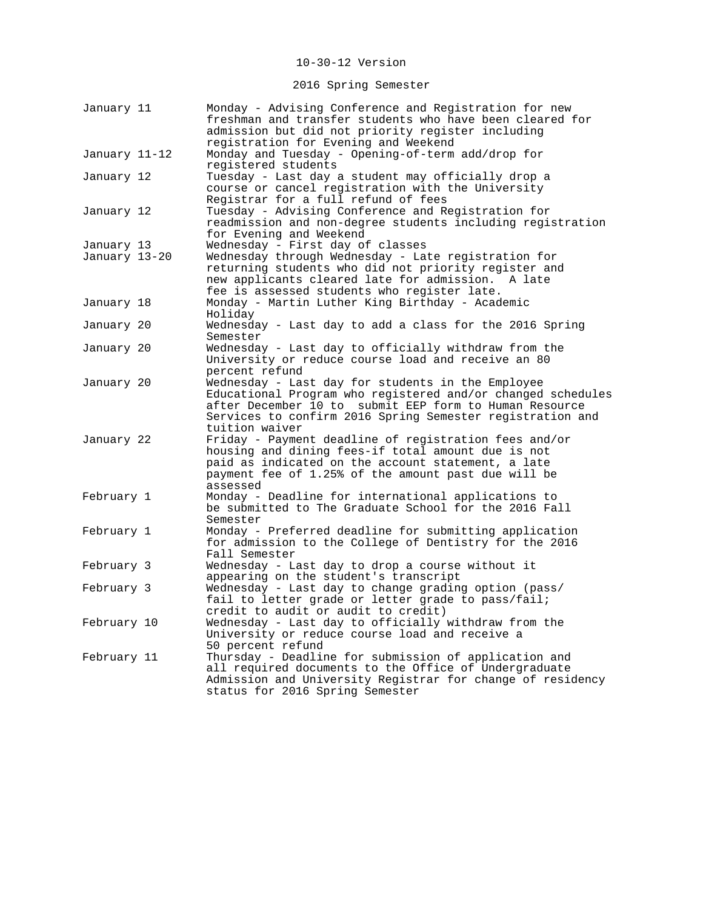10-30-12 Version

## 2016 Spring Semester

| Date | Event |
|---|---|
| January 11 | Monday - Advising Conference and Registration for new freshman and transfer students who have been cleared for admission but did not priority register including registration for Evening and Weekend |
| January 11-12 | Monday and Tuesday - Opening-of-term add/drop for registered students |
| January 12 | Tuesday - Last day a student may officially drop a course or cancel registration with the University Registrar for a full refund of fees |
| January 12 | Tuesday - Advising Conference and Registration for readmission and non-degree students including registration for Evening and Weekend |
| January 13 | Wednesday - First day of classes |
| January 13-20 | Wednesday through Wednesday - Late registration for returning students who did not priority register and new applicants cleared late for admission. A late fee is assessed students who register late. |
| January 18 | Monday - Martin Luther King Birthday - Academic Holiday |
| January 20 | Wednesday - Last day to add a class for the 2016 Spring Semester |
| January 20 | Wednesday - Last day to officially withdraw from the University or reduce course load and receive an 80 percent refund |
| January 20 | Wednesday - Last day for students in the Employee Educational Program who registered and/or changed schedules after December 10 to submit EEP form to Human Resource Services to confirm 2016 Spring Semester registration and tuition waiver |
| January 22 | Friday - Payment deadline of registration fees and/or housing and dining fees-if total amount due is not paid as indicated on the account statement, a late payment fee of 1.25% of the amount past due will be assessed |
| February 1 | Monday - Deadline for international applications to be submitted to The Graduate School for the 2016 Fall Semester |
| February 1 | Monday - Preferred deadline for submitting application for admission to the College of Dentistry for the 2016 Fall Semester |
| February 3 | Wednesday - Last day to drop a course without it appearing on the student's transcript |
| February 3 | Wednesday - Last day to change grading option (pass/fail to letter grade or letter grade to pass/fail; credit to audit or audit to credit) |
| February 10 | Wednesday - Last day to officially withdraw from the University or reduce course load and receive a 50 percent refund |
| February 11 | Thursday - Deadline for submission of application and all required documents to the Office of Undergraduate Admission and University Registrar for change of residency status for 2016 Spring Semester |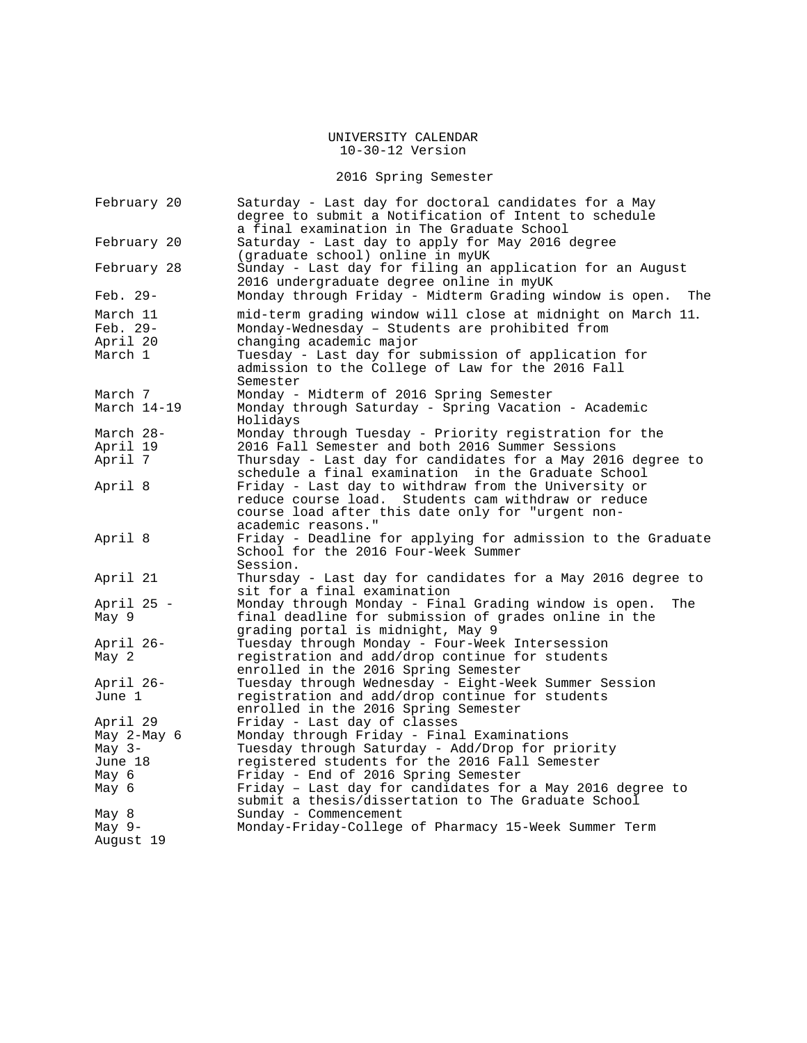UNIVERSITY CALENDAR
10-30-12 Version

2016 Spring Semester

| Date | Event |
| --- | --- |
| February 20 | Saturday - Last day for doctoral candidates for a May degree to submit a Notification of Intent to schedule a final examination in The Graduate School |
| February 20 | Saturday - Last day to apply for May 2016 degree (graduate school) online in myUK |
| February 28 | Sunday - Last day for filing an application for an August 2016 undergraduate degree online in myUK |
| Feb. 29-March 11 | Monday through Friday - Midterm Grading window is open. The mid-term grading window will close at midnight on March 11. |
| Feb. 29-April 20 | Monday-Wednesday – Students are prohibited from changing academic major |
| March 1 | Tuesday - Last day for submission of application for admission to the College of Law for the 2016 Fall Semester |
| March 7 | Monday - Midterm of 2016 Spring Semester |
| March 14-19 | Monday through Saturday - Spring Vacation - Academic Holidays |
| March 28-April 19 | Monday through Tuesday - Priority registration for the 2016 Fall Semester and both 2016 Summer Sessions |
| April 7 | Thursday - Last day for candidates for a May 2016 degree to schedule a final examination in the Graduate School |
| April 8 | Friday - Last day to withdraw from the University or reduce course load. Students cam withdraw or reduce course load after this date only for "urgent non-academic reasons." |
| April 8 | Friday - Deadline for applying for admission to the Graduate School for the 2016 Four-Week Summer Session. |
| April 21 | Thursday - Last day for candidates for a May 2016 degree to sit for a final examination |
| April 25 - May 9 | Monday through Monday - Final Grading window is open. The final deadline for submission of grades online in the grading portal is midnight, May 9 |
| April 26-May 2 | Tuesday through Monday - Four-Week Intersession registration and add/drop continue for students enrolled in the 2016 Spring Semester |
| April 26-June 1 | Tuesday through Wednesday - Eight-Week Summer Session registration and add/drop continue for students enrolled in the 2016 Spring Semester |
| April 29 | Friday - Last day of classes |
| May 2-May 6 | Monday through Friday - Final Examinations |
| May 3-June 18 | Tuesday through Saturday - Add/Drop for priority registered students for the 2016 Fall Semester |
| May 6 | Friday - End of 2016 Spring Semester |
| May 6 | Friday – Last day for candidates for a May 2016 degree to submit a thesis/dissertation to The Graduate School |
| May 8 | Sunday - Commencement |
| May 9-August 19 | Monday-Friday-College of Pharmacy 15-Week Summer Term |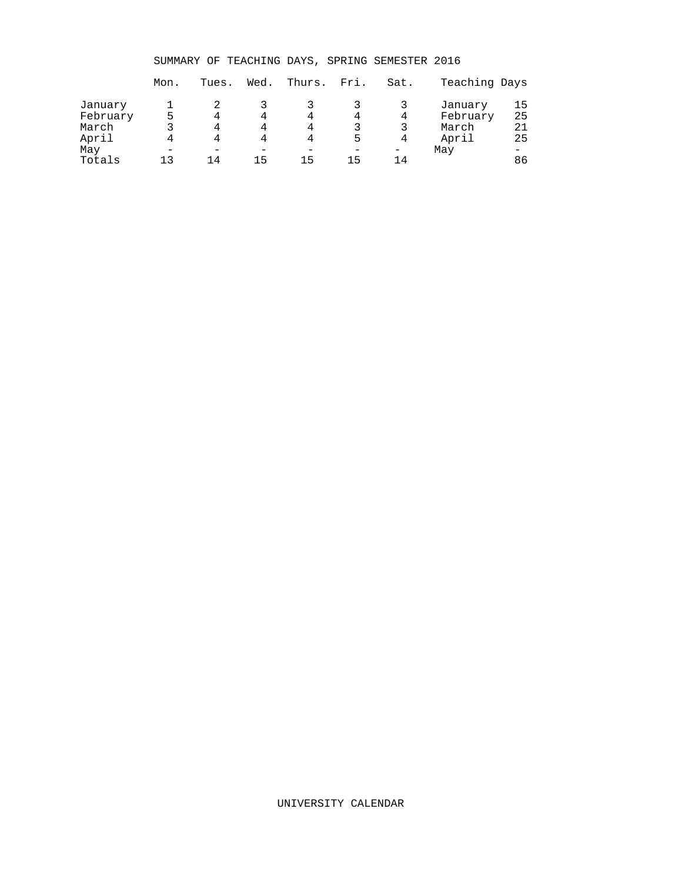## SUMMARY OF TEACHING DAYS, SPRING SEMESTER 2016

| | Mon. | Tues. | Wed. | Thurs. | Fri. | Sat. | Teaching Days | |
|---|---|---|---|---|---|---|---|---|
| January | 1 | 2 | 3 | 3 | 3 | 3 | January | 15 |
| February | 5 | 4 | 4 | 4 | 4 | 4 | February | 25 |
| March | 3 | 4 | 4 | 4 | 3 | 3 | March | 21 |
| April | 4 | 4 | 4 | 4 | 5 | 4 | April | 25 |
| May | - | - | - | - | - | - | May | - |
| Totals | 13 | 14 | 15 | 15 | 15 | 14 | | 86 |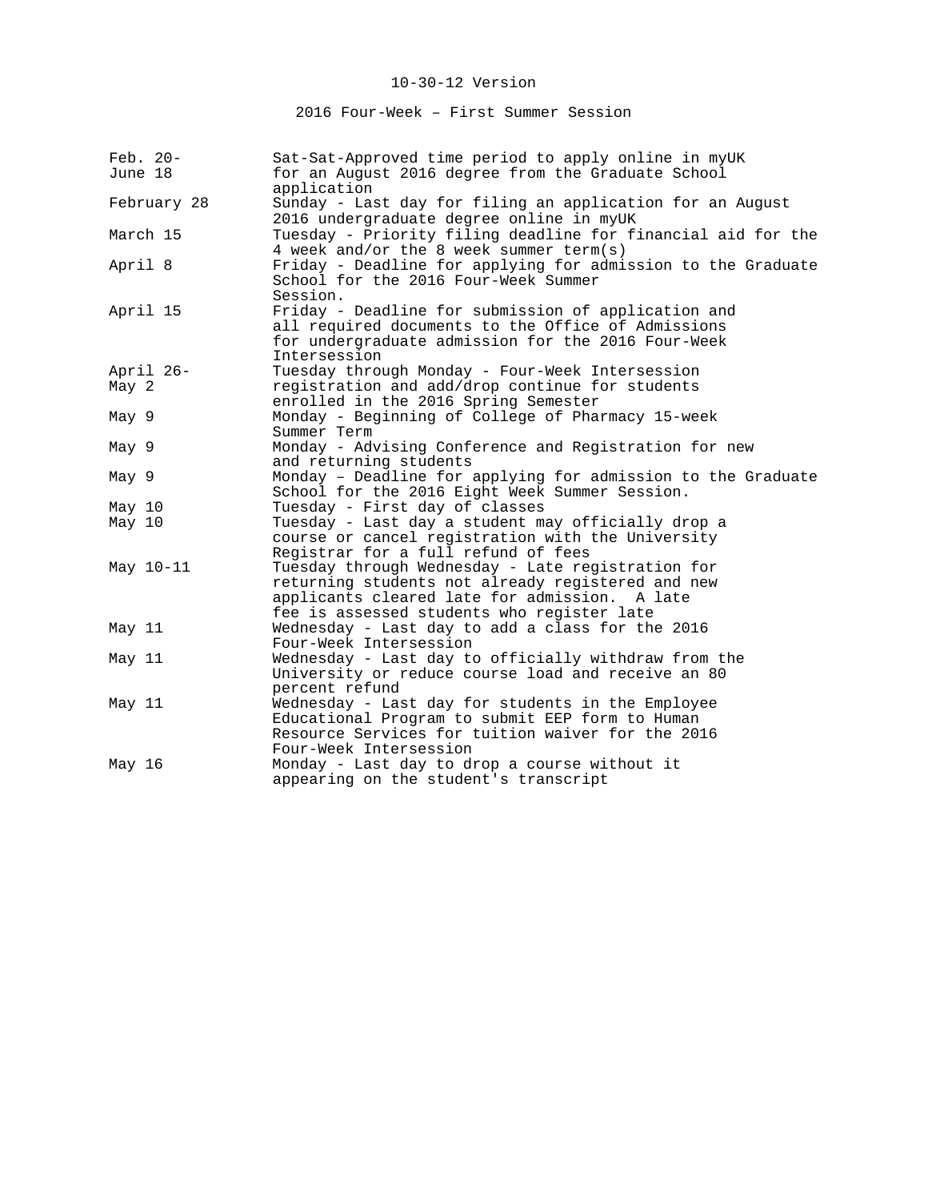10-30-12 Version

2016 Four-Week – First Summer Session

| | |
|---|---|
| Feb. 20- June 18 | Sat-Sat-Approved time period to apply online in myUK for an August 2016 degree from the Graduate School application |
| February 28 | Sunday - Last day for filing an application for an August 2016 undergraduate degree online in myUK |
| March 15 | Tuesday - Priority filing deadline for financial aid for the 4 week and/or the 8 week summer term(s) |
| April 8 | Friday - Deadline for applying for admission to the Graduate School for the 2016 Four-Week Summer Session. |
| April 15 | Friday - Deadline for submission of application and all required documents to the Office of Admissions for undergraduate admission for the 2016 Four-Week Intersession |
| April 26- May 2 | Tuesday through Monday - Four-Week Intersession registration and add/drop continue for students enrolled in the 2016 Spring Semester |
| May 9 | Monday - Beginning of College of Pharmacy 15-week Summer Term |
| May 9 | Monday - Advising Conference and Registration for new and returning students |
| May 9 | Monday – Deadline for applying for admission to the Graduate School for the 2016 Eight Week Summer Session. |
| May 10 | Tuesday - First day of classes |
| May 10 | Tuesday - Last day a student may officially drop a course or cancel registration with the University Registrar for a full refund of fees |
| May 10-11 | Tuesday through Wednesday - Late registration for returning students not already registered and new applicants cleared late for admission. A late fee is assessed students who register late |
| May 11 | Wednesday - Last day to add a class for the 2016 Four-Week Intersession |
| May 11 | Wednesday - Last day to officially withdraw from the University or reduce course load and receive an 80 percent refund |
| May 11 | Wednesday - Last day for students in the Employee Educational Program to submit EEP form to Human Resource Services for tuition waiver for the 2016 Four-Week Intersession |
| May 16 | Monday - Last day to drop a course without it appearing on the student's transcript |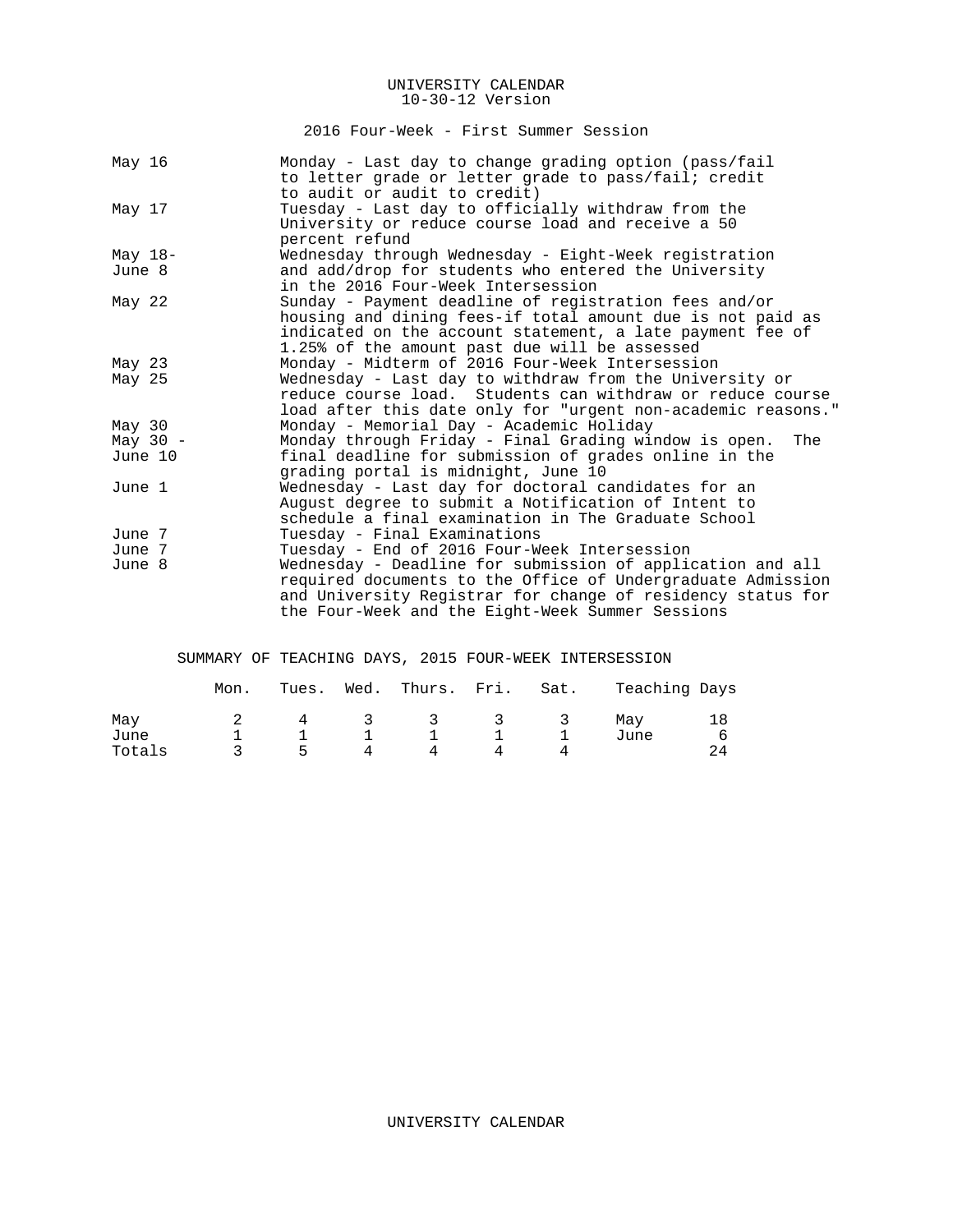# UNIVERSITY CALENDAR
10-30-12 Version

## 2016 Four-Week - First Summer Session

| Date | Event |
|---|---|
| May 16 | Monday - Last day to change grading option (pass/fail to letter grade or letter grade to pass/fail; credit to audit or audit to credit) |
| May 17 | Tuesday - Last day to officially withdraw from the University or reduce course load and receive a 50 percent refund |
| May 18- June 8 | Wednesday through Wednesday - Eight-Week registration and add/drop for students who entered the University in the 2016 Four-Week Intersession |
| May 22 | Sunday - Payment deadline of registration fees and/or housing and dining fees-if total amount due is not paid as indicated on the account statement, a late payment fee of 1.25% of the amount past due will be assessed |
| May 23 | Monday - Midterm of 2016 Four-Week Intersession |
| May 25 | Wednesday - Last day to withdraw from the University or reduce course load. Students can withdraw or reduce course load after this date only for "urgent non-academic reasons." |
| May 30 | Monday - Memorial Day - Academic Holiday |
| May 30 - June 10 | Monday through Friday - Final Grading window is open. The final deadline for submission of grades online in the grading portal is midnight, June 10 |
| June 1 | Wednesday - Last day for doctoral candidates for an August degree to submit a Notification of Intent to schedule a final examination in The Graduate School |
| June 7 | Tuesday - Final Examinations |
| June 7 | Tuesday - End of 2016 Four-Week Intersession |
| June 8 | Wednesday - Deadline for submission of application and all required documents to the Office of Undergraduate Admission and University Registrar for change of residency status for the Four-Week and the Eight-Week Summer Sessions |

## SUMMARY OF TEACHING DAYS, 2015 FOUR-WEEK INTERSESSION

| | Mon. | Tues. | Wed. | Thurs. | Fri. | Sat. | Teaching Days | |
|---|---|---|---|---|---|---|---|---|
| May | 2 | 4 | 3 | 3 | 3 | 3 | May | 18 |
| June | 1 | 1 | 1 | 1 | 1 | 1 | June | 6 |
| Totals | 3 | 5 | 4 | 4 | 4 | 4 | | 24 |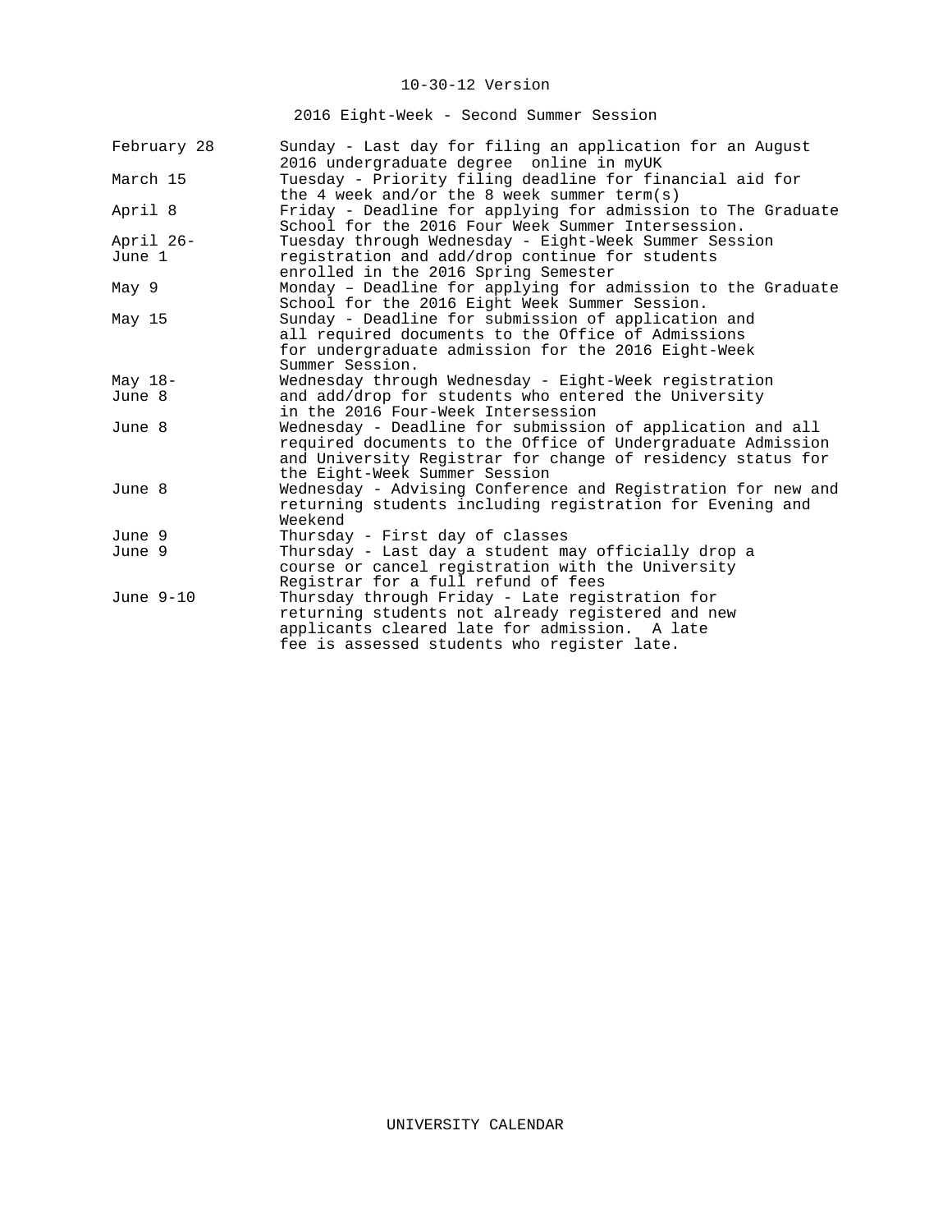10-30-12 Version

## 2016 Eight-Week - Second Summer Session

| Date | Event |
|---|---|
| February 28 | Sunday - Last day for filing an application for an August 2016 undergraduate degree online in myUK |
| March 15 | Tuesday - Priority filing deadline for financial aid for the 4 week and/or the 8 week summer term(s) |
| April 8 | Friday - Deadline for applying for admission to The Graduate School for the 2016 Four Week Summer Intersession. |
| April 26-June 1 | Tuesday through Wednesday - Eight-Week Summer Session registration and add/drop continue for students enrolled in the 2016 Spring Semester |
| May 9 | Monday – Deadline for applying for admission to the Graduate School for the 2016 Eight Week Summer Session. |
| May 15 | Sunday - Deadline for submission of application and all required documents to the Office of Admissions for undergraduate admission for the 2016 Eight-Week Summer Session. |
| May 18-June 8 | Wednesday through Wednesday - Eight-Week registration and add/drop for students who entered the University in the 2016 Four-Week Intersession |
| June 8 | Wednesday - Deadline for submission of application and all required documents to the Office of Undergraduate Admission and University Registrar for change of residency status for the Eight-Week Summer Session |
| June 8 | Wednesday - Advising Conference and Registration for new and returning students including registration for Evening and Weekend |
| June 9 | Thursday - First day of classes |
| June 9 | Thursday - Last day a student may officially drop a course or cancel registration with the University Registrar for a full refund of fees |
| June 9-10 | Thursday through Friday - Late registration for returning students not already registered and new applicants cleared late for admission. A late fee is assessed students who register late. |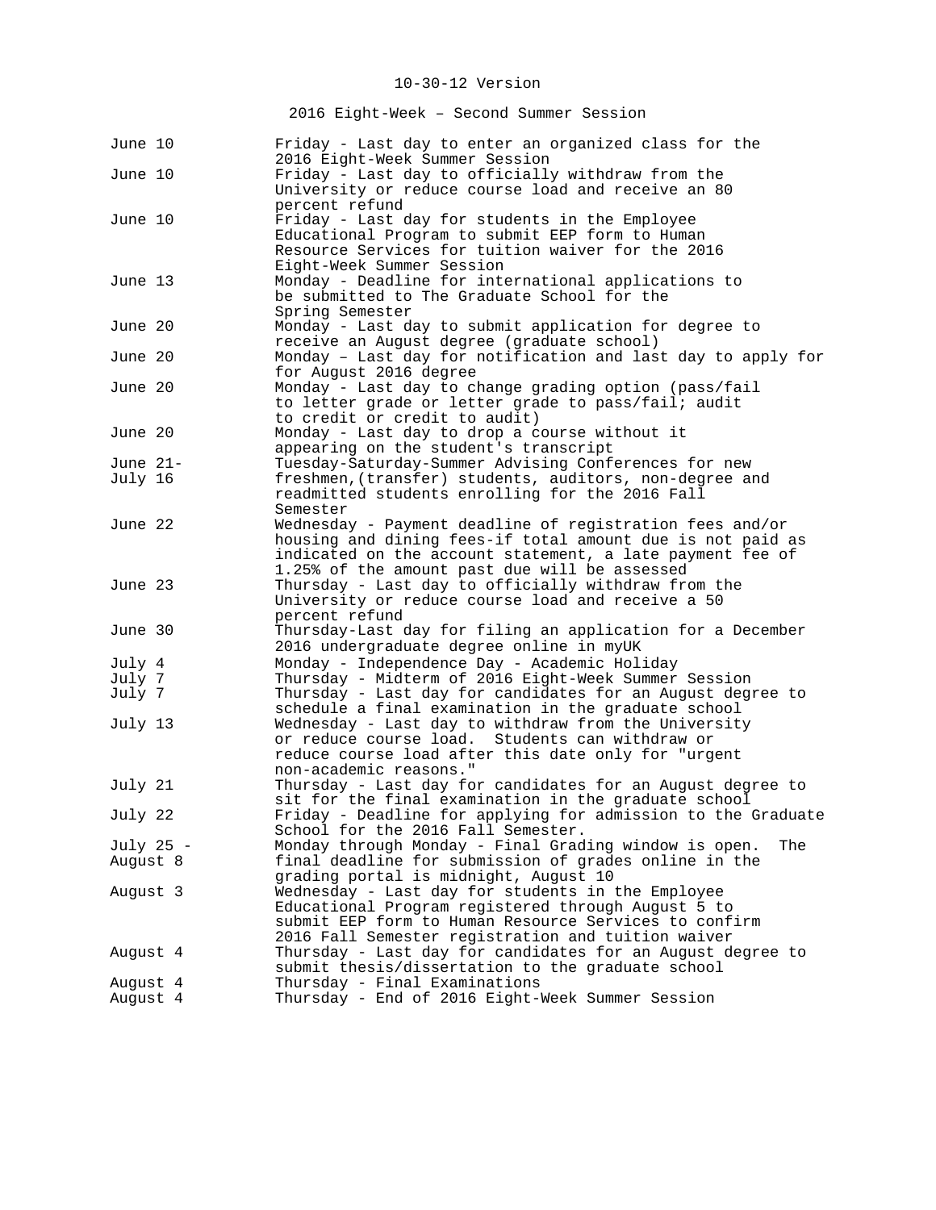10-30-12 Version

## 2016 Eight-Week – Second Summer Session

| Date | Event |
|---|---|
| June 10 | Friday - Last day to enter an organized class for the 2016 Eight-Week Summer Session |
| June 10 | Friday - Last day to officially withdraw from the University or reduce course load and receive an 80 percent refund |
| June 10 | Friday - Last day for students in the Employee Educational Program to submit EEP form to Human Resource Services for tuition waiver for the 2016 Eight-Week Summer Session |
| June 13 | Monday - Deadline for international applications to be submitted to The Graduate School for the Spring Semester |
| June 20 | Monday - Last day to submit application for degree to receive an August degree (graduate school) |
| June 20 | Monday – Last day for notification and last day to apply for for August 2016 degree |
| June 20 | Monday - Last day to change grading option (pass/fail to letter grade or letter grade to pass/fail; audit to credit or credit to audit) |
| June 20 | Monday - Last day to drop a course without it appearing on the student's transcript |
| June 21- July 16 | Tuesday-Saturday-Summer Advising Conferences for new freshmen,(transfer) students, auditors, non-degree and readmitted students enrolling for the 2016 Fall Semester |
| June 22 | Wednesday - Payment deadline of registration fees and/or housing and dining fees-if total amount due is not paid as indicated on the account statement, a late payment fee of 1.25% of the amount past due will be assessed |
| June 23 | Thursday - Last day to officially withdraw from the University or reduce course load and receive a 50 percent refund |
| June 30 | Thursday-Last day for filing an application for a December 2016 undergraduate degree online in myUK |
| July 4 | Monday - Independence Day - Academic Holiday |
| July 7 | Thursday - Midterm of 2016 Eight-Week Summer Session |
| July 7 | Thursday - Last day for candidates for an August degree to schedule a final examination in the graduate school |
| July 13 | Wednesday - Last day to withdraw from the University or reduce course load. Students can withdraw or reduce course load after this date only for "urgent non-academic reasons." |
| July 21 | Thursday - Last day for candidates for an August degree to sit for the final examination in the graduate school |
| July 22 | Friday - Deadline for applying for admission to the Graduate School for the 2016 Fall Semester. |
| July 25 - August 8 | Monday through Monday - Final Grading window is open. The final deadline for submission of grades online in the grading portal is midnight, August 10 |
| August 3 | Wednesday - Last day for students in the Employee Educational Program registered through August 5 to submit EEP form to Human Resource Services to confirm 2016 Fall Semester registration and tuition waiver |
| August 4 | Thursday - Last day for candidates for an August degree to submit thesis/dissertation to the graduate school |
| August 4 | Thursday - Final Examinations |
| August 4 | Thursday - End of 2016 Eight-Week Summer Session |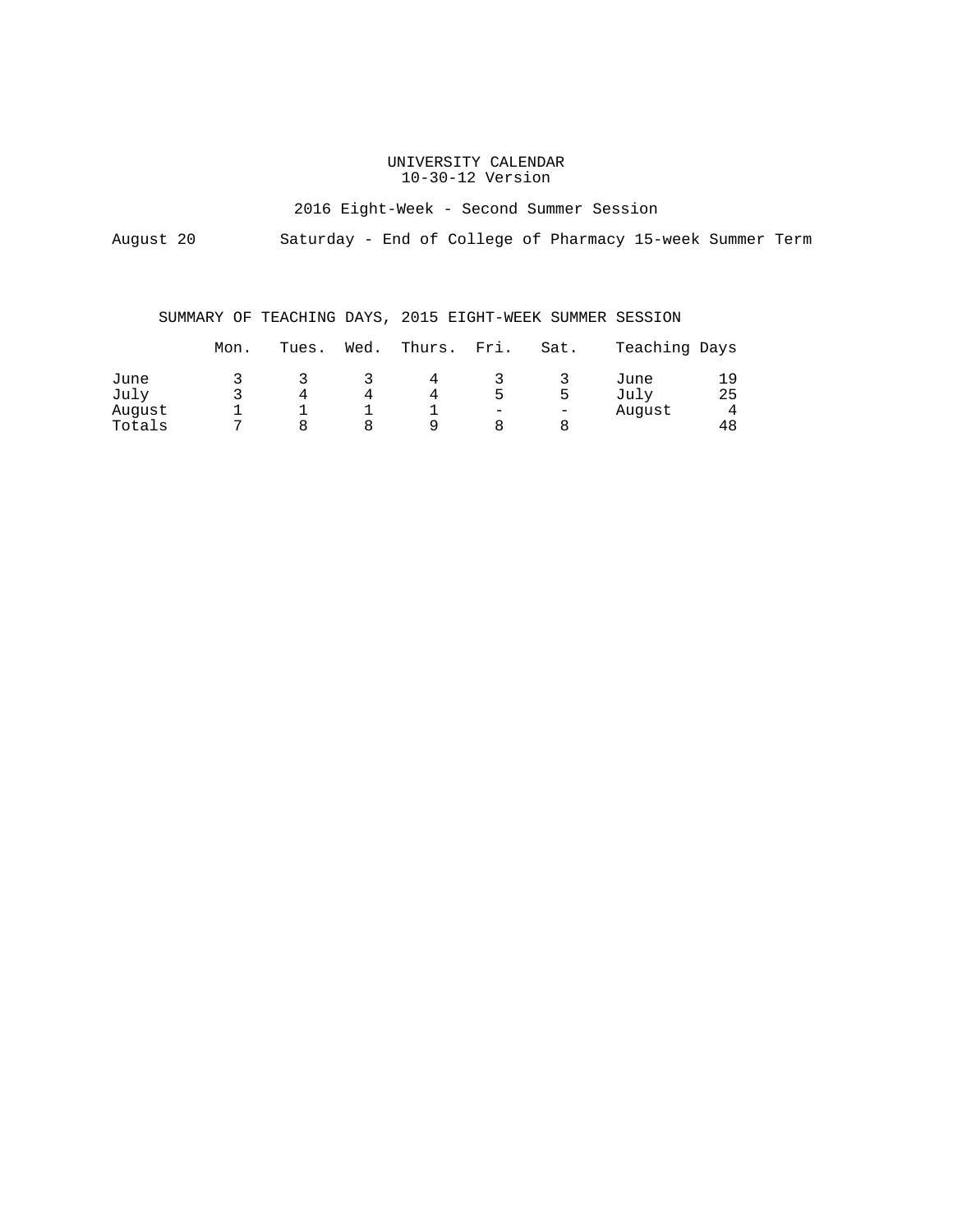UNIVERSITY CALENDAR
10-30-12 Version

2016 Eight-Week - Second Summer Session

August 20 Saturday - End of College of Pharmacy 15-week Summer Term

SUMMARY OF TEACHING DAYS, 2015 EIGHT-WEEK SUMMER SESSION

| | Mon. | Tues. | Wed. | Thurs. | Fri. | Sat. | Teaching Days | |
|---|---|---|---|---|---|---|---|---|
| June | 3 | 3 | 3 | 4 | 3 | 3 | June | 19 |
| July | 3 | 4 | 4 | 4 | 5 | 5 | July | 25 |
| August | 1 | 1 | 1 | 1 | - | - | August | 4 |
| Totals | 7 | 8 | 8 | 9 | 8 | 8 | | 48 |